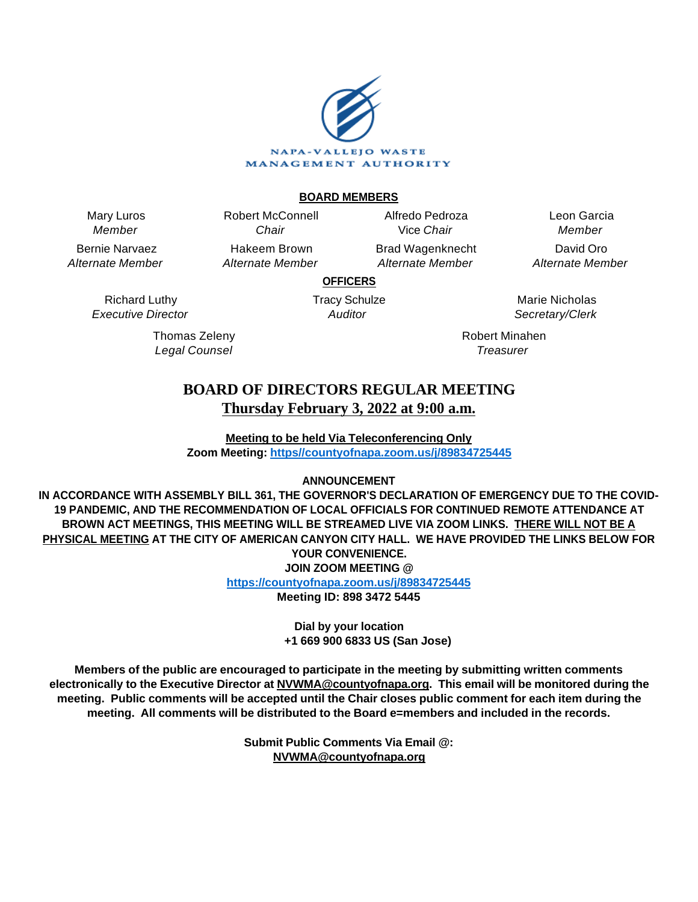NAPA-VALLEJO WASTE MANAGEMENT AUTHORITY

**BOARD MEMBERS**

| | | | |
|---|---|---|---|
| Mary Luros *Member* | Robert McConnell *Chair* | Alfredo Pedroza Vice *Chair* | Leon Garcia *Member* |
| Bernie Narvaez *Alternate Member* | Hakeem Brown *Alternate Member* | Brad Wagenknecht *Alternate Member* | David Oro *Alternate Member* |

**OFFICERS**

| | | |
|---|---|---|
| Richard Luthy *Executive Director* | Tracy Schulze *Auditor* | Marie Nicholas *Secretary/Clerk* |
| Thomas Zeleny *Legal Counsel* | | Robert Minahen *Treasurer* |

# BOARD OF DIRECTORS REGULAR MEETING

## Thursday February 3, 2022 at 9:00 a.m.

**Meeting to be held Via Teleconferencing Only**
**Zoom Meeting: https//countyofnapa.zoom.us/j/89834725445**

**ANNOUNCEMENT**

**IN ACCORDANCE WITH ASSEMBLY BILL 361, THE GOVERNOR'S DECLARATION OF EMERGENCY DUE TO THE COVID-19 PANDEMIC, AND THE RECOMMENDATION OF LOCAL OFFICIALS FOR CONTINUED REMOTE ATTENDANCE AT BROWN ACT MEETINGS, THIS MEETING WILL BE STREAMED LIVE VIA ZOOM LINKS. THERE WILL NOT BE A PHYSICAL MEETING AT THE CITY OF AMERICAN CANYON CITY HALL. WE HAVE PROVIDED THE LINKS BELOW FOR YOUR CONVENIENCE.**

**JOIN ZOOM MEETING @**
**https://countyofnapa.zoom.us/j/89834725445**
**Meeting ID: 898 3472 5445**

**Dial by your location**
**+1 669 900 6833 US (San Jose)**

**Members of the public are encouraged to participate in the meeting by submitting written comments electronically to the Executive Director at NVWMA@countyofnapa.org. This email will be monitored during the meeting. Public comments will be accepted until the Chair closes public comment for each item during the meeting. All comments will be distributed to the Board e=members and included in the records.**

**Submit Public Comments Via Email @:**
**NVWMA@countyofnapa.org**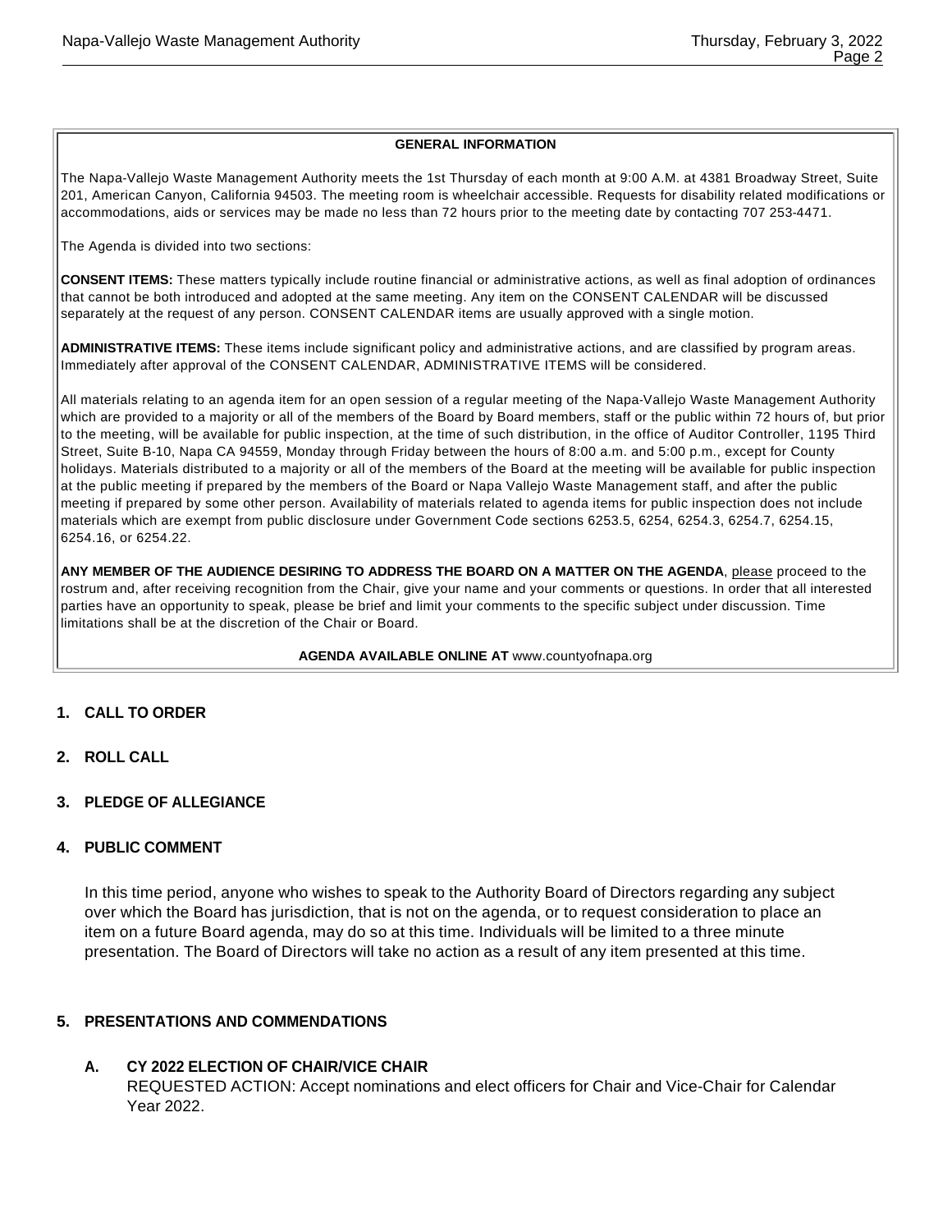### GENERAL INFORMATION

The Napa-Vallejo Waste Management Authority meets the 1st Thursday of each month at 9:00 A.M. at 4381 Broadway Street, Suite 201, American Canyon, California 94503. The meeting room is wheelchair accessible. Requests for disability related modifications or accommodations, aids or services may be made no less than 72 hours prior to the meeting date by contacting 707 253-4471.

The Agenda is divided into two sections:

**CONSENT ITEMS:** These matters typically include routine financial or administrative actions, as well as final adoption of ordinances that cannot be both introduced and adopted at the same meeting. Any item on the CONSENT CALENDAR will be discussed separately at the request of any person. CONSENT CALENDAR items are usually approved with a single motion.

**ADMINISTRATIVE ITEMS:** These items include significant policy and administrative actions, and are classified by program areas. Immediately after approval of the CONSENT CALENDAR, ADMINISTRATIVE ITEMS will be considered.

All materials relating to an agenda item for an open session of a regular meeting of the Napa-Vallejo Waste Management Authority which are provided to a majority or all of the members of the Board by Board members, staff or the public within 72 hours of, but prior to the meeting, will be available for public inspection, at the time of such distribution, in the office of Auditor Controller, 1195 Third Street, Suite B-10, Napa CA 94559, Monday through Friday between the hours of 8:00 a.m. and 5:00 p.m., except for County holidays. Materials distributed to a majority or all of the members of the Board at the meeting will be available for public inspection at the public meeting if prepared by the members of the Board or Napa Vallejo Waste Management staff, and after the public meeting if prepared by some other person. Availability of materials related to agenda items for public inspection does not include materials which are exempt from public disclosure under Government Code sections 6253.5, 6254, 6254.3, 6254.7, 6254.15, 6254.16, or 6254.22.

**ANY MEMBER OF THE AUDIENCE DESIRING TO ADDRESS THE BOARD ON A MATTER ON THE AGENDA**, please proceed to the rostrum and, after receiving recognition from the Chair, give your name and your comments or questions. In order that all interested parties have an opportunity to speak, please be brief and limit your comments to the specific subject under discussion. Time limitations shall be at the discretion of the Chair or Board.

**AGENDA AVAILABLE ONLINE AT** www.countyofnapa.org

## 1. CALL TO ORDER

## 2. ROLL CALL

## 3. PLEDGE OF ALLEGIANCE

## 4. PUBLIC COMMENT

In this time period, anyone who wishes to speak to the Authority Board of Directors regarding any subject over which the Board has jurisdiction, that is not on the agenda, or to request consideration to place an item on a future Board agenda, may do so at this time. Individuals will be limited to a three minute presentation. The Board of Directors will take no action as a result of any item presented at this time.

## 5. PRESENTATIONS AND COMMENDATIONS

### A. CY 2022 ELECTION OF CHAIR/VICE CHAIR

REQUESTED ACTION: Accept nominations and elect officers for Chair and Vice-Chair for Calendar Year 2022.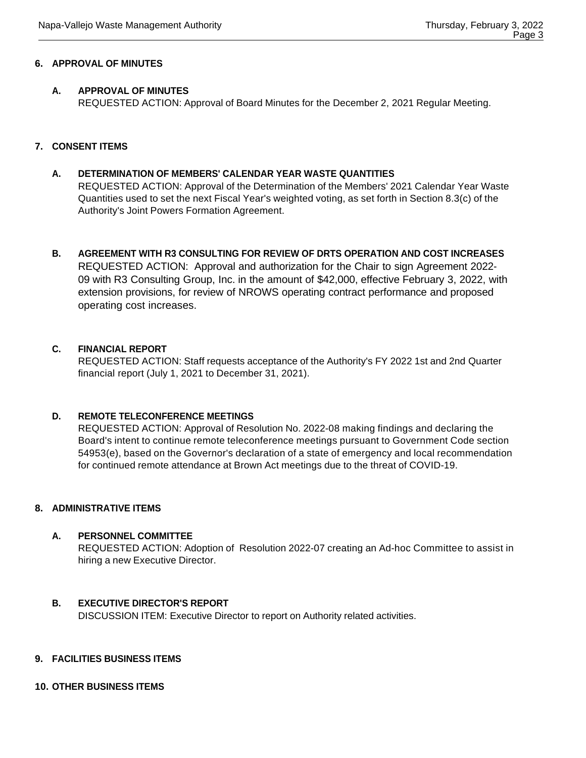## 6. APPROVAL OF MINUTES

### A. APPROVAL OF MINUTES

REQUESTED ACTION: Approval of Board Minutes for the December 2, 2021 Regular Meeting.

## 7. CONSENT ITEMS

### A. DETERMINATION OF MEMBERS' CALENDAR YEAR WASTE QUANTITIES

REQUESTED ACTION: Approval of the Determination of the Members' 2021 Calendar Year Waste Quantities used to set the next Fiscal Year's weighted voting, as set forth in Section 8.3(c) of the Authority's Joint Powers Formation Agreement.

### B. AGREEMENT WITH R3 CONSULTING FOR REVIEW OF DRTS OPERATION AND COST INCREASES

REQUESTED ACTION: Approval and authorization for the Chair to sign Agreement 2022-09 with R3 Consulting Group, Inc. in the amount of $42,000, effective February 3, 2022, with extension provisions, for review of NROWS operating contract performance and proposed operating cost increases.

### C. FINANCIAL REPORT

REQUESTED ACTION: Staff requests acceptance of the Authority's FY 2022 1st and 2nd Quarter financial report (July 1, 2021 to December 31, 2021).

### D. REMOTE TELECONFERENCE MEETINGS

REQUESTED ACTION: Approval of Resolution No. 2022-08 making findings and declaring the Board's intent to continue remote teleconference meetings pursuant to Government Code section 54953(e), based on the Governor's declaration of a state of emergency and local recommendation for continued remote attendance at Brown Act meetings due to the threat of COVID-19.

## 8. ADMINISTRATIVE ITEMS

### A. PERSONNEL COMMITTEE

REQUESTED ACTION: Adoption of Resolution 2022-07 creating an Ad-hoc Committee to assist in hiring a new Executive Director.

### B. EXECUTIVE DIRECTOR'S REPORT

DISCUSSION ITEM: Executive Director to report on Authority related activities.

## 9. FACILITIES BUSINESS ITEMS

## 10. OTHER BUSINESS ITEMS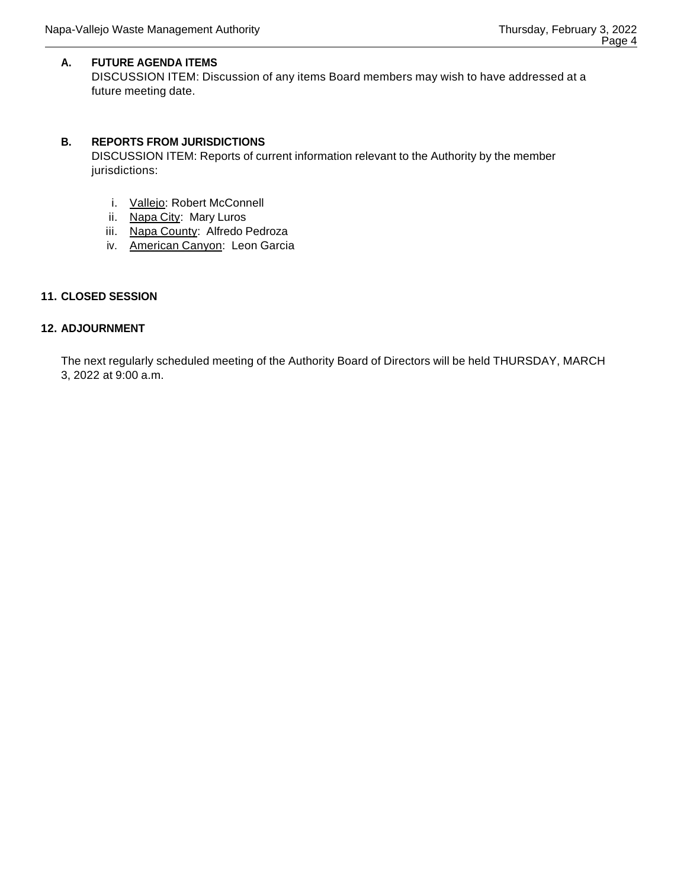**A. FUTURE AGENDA ITEMS**

DISCUSSION ITEM: Discussion of any items Board members may wish to have addressed at a future meeting date.

**B. REPORTS FROM JURISDICTIONS**

DISCUSSION ITEM: Reports of current information relevant to the Authority by the member jurisdictions:

i. Vallejo: Robert McConnell
ii. Napa City: Mary Luros
iii. Napa County: Alfredo Pedroza
iv. American Canyon: Leon Garcia

**11. CLOSED SESSION**

**12. ADJOURNMENT**

The next regularly scheduled meeting of the Authority Board of Directors will be held THURSDAY, MARCH 3, 2022 at 9:00 a.m.